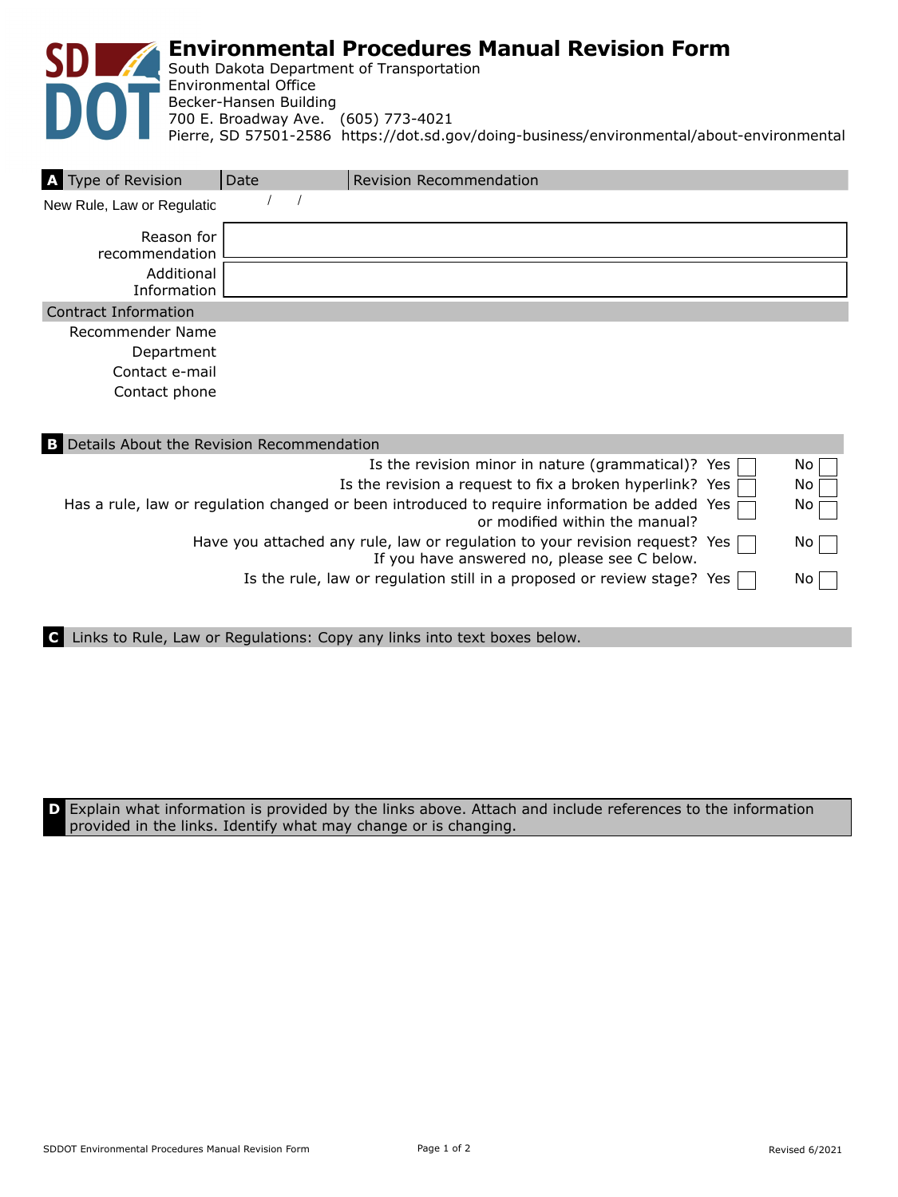# Environmental Procedures Manual Revision Form

South Dakota Department of Transportation
Environmental Office
Becker-Hansen Building
700 E. Broadway Ave. (605) 773-4021
Pierre, SD 57501-2586 https://dot.sd.gov/doing-business/environmental/about-environmental

## A Type of Revision

| Type of Revision | Date | Revision Recommendation |
|---|---|---|
| New Rule, Law or Regulatic | / / | |

Reason for recommendation

Additional Information

### Contract Information

Recommender Name

Department

Contact e-mail

Contact phone

## B Details About the Revision Recommendation

| Question | Yes | No |
|---|---|---|
| Is the revision minor in nature (grammatical)? | ☐ | ☐ |
| Is the revision a request to fix a broken hyperlink? | ☐ | ☐ |
| Has a rule, law or regulation changed or been introduced to require information be added or modified within the manual? | ☐ | ☐ |
| Have you attached any rule, law or regulation to your revision request? If you have answered no, please see C below. | ☐ | ☐ |
| Is the rule, law or regulation still in a proposed or review stage? | ☐ | ☐ |

## C Links to Rule, Law or Regulations: Copy any links into text boxes below.

## D Explain what information is provided by the links above. Attach and include references to the information provided in the links. Identify what may change or is changing.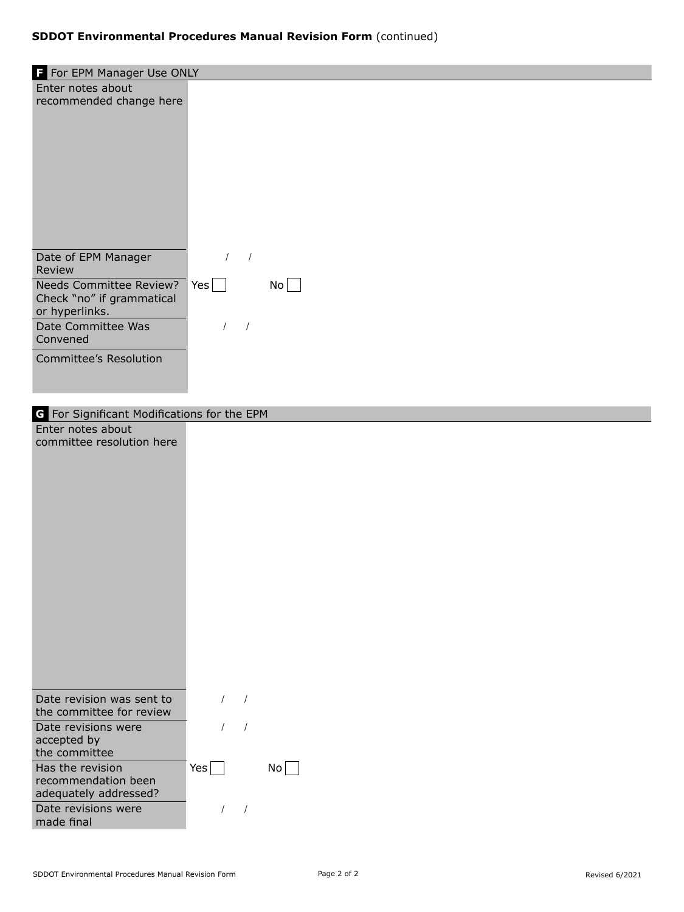**SDDOT Environmental Procedures Manual Revision Form** (continued)

| **F** For EPM Manager Use ONLY | |
|---|---|
| Enter notes about recommended change here | |
| Date of EPM Manager Review | / / |
| Needs Committee Review? Check "no" if grammatical or hyperlinks. | Yes ☐ No ☐ |
| Date Committee Was Convened | / / |
| Committee's Resolution | |

| **G** For Significant Modifications for the EPM | |
|---|---|
| Enter notes about committee resolution here | |
| Date revision was sent to the committee for review | / / |
| Date revisions were accepted by the committee | / / |
| Has the revision recommendation been adequately addressed? | Yes ☐ No ☐ |
| Date revisions were made final | / / |